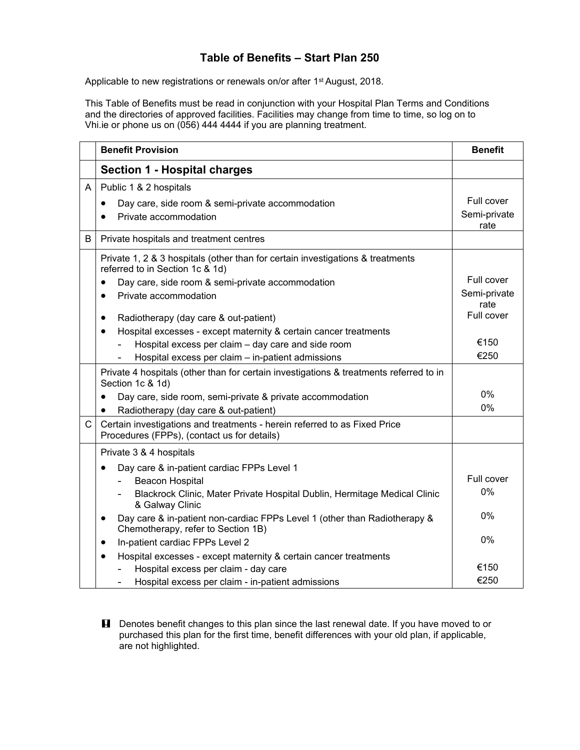# Table of Benefits – Start Plan 250

Applicable to new registrations or renewals on/or after 1st August, 2018.

This Table of Benefits must be read in conjunction with your Hospital Plan Terms and Conditions and the directories of approved facilities. Facilities may change from time to time, so log on to Vhi.ie or phone us on (056) 444 4444 if you are planning treatment.

| | Benefit Provision | Benefit |
|---|---|---|
| | **Section 1 - Hospital charges** | |
| A | Public 1 & 2 hospitals | |
| | • Day care, side room & semi-private accommodation | Full cover |
| | • Private accommodation | Semi-private rate |
| B | Private hospitals and treatment centres | |
| | Private 1, 2 & 3 hospitals (other than for certain investigations & treatments referred to in Section 1c & 1d) | |
| | • Day care, side room & semi-private accommodation | Full cover |
| | • Private accommodation | Semi-private rate |
| | • Radiotherapy (day care & out-patient) | Full cover |
| | • Hospital excesses - except maternity & certain cancer treatments | |
| | - Hospital excess per claim – day care and side room | €150 |
| | - Hospital excess per claim – in-patient admissions | €250 |
| | Private 4 hospitals (other than for certain investigations & treatments referred to in Section 1c & 1d) | |
| | • Day care, side room, semi-private & private accommodation | 0% |
| | • Radiotherapy (day care & out-patient) | 0% |
| C | Certain investigations and treatments - herein referred to as Fixed Price Procedures (FPPs), (contact us for details) | |
| | Private 3 & 4 hospitals | |
| | • Day care & in-patient cardiac FPPs Level 1 | |
| | - Beacon Hospital | Full cover |
| | - Blackrock Clinic, Mater Private Hospital Dublin, Hermitage Medical Clinic & Galway Clinic | 0% |
| | • Day care & in-patient non-cardiac FPPs Level 1 (other than Radiotherapy & Chemotherapy, refer to Section 1B) | 0% |
| | • In-patient cardiac FPPs Level 2 | 0% |
| | • Hospital excesses - except maternity & certain cancer treatments | |
| | - Hospital excess per claim - day care | €150 |
| | - Hospital excess per claim - in-patient admissions | €250 |

**!** Denotes benefit changes to this plan since the last renewal date. If you have moved to or purchased this plan for the first time, benefit differences with your old plan, if applicable, are not highlighted.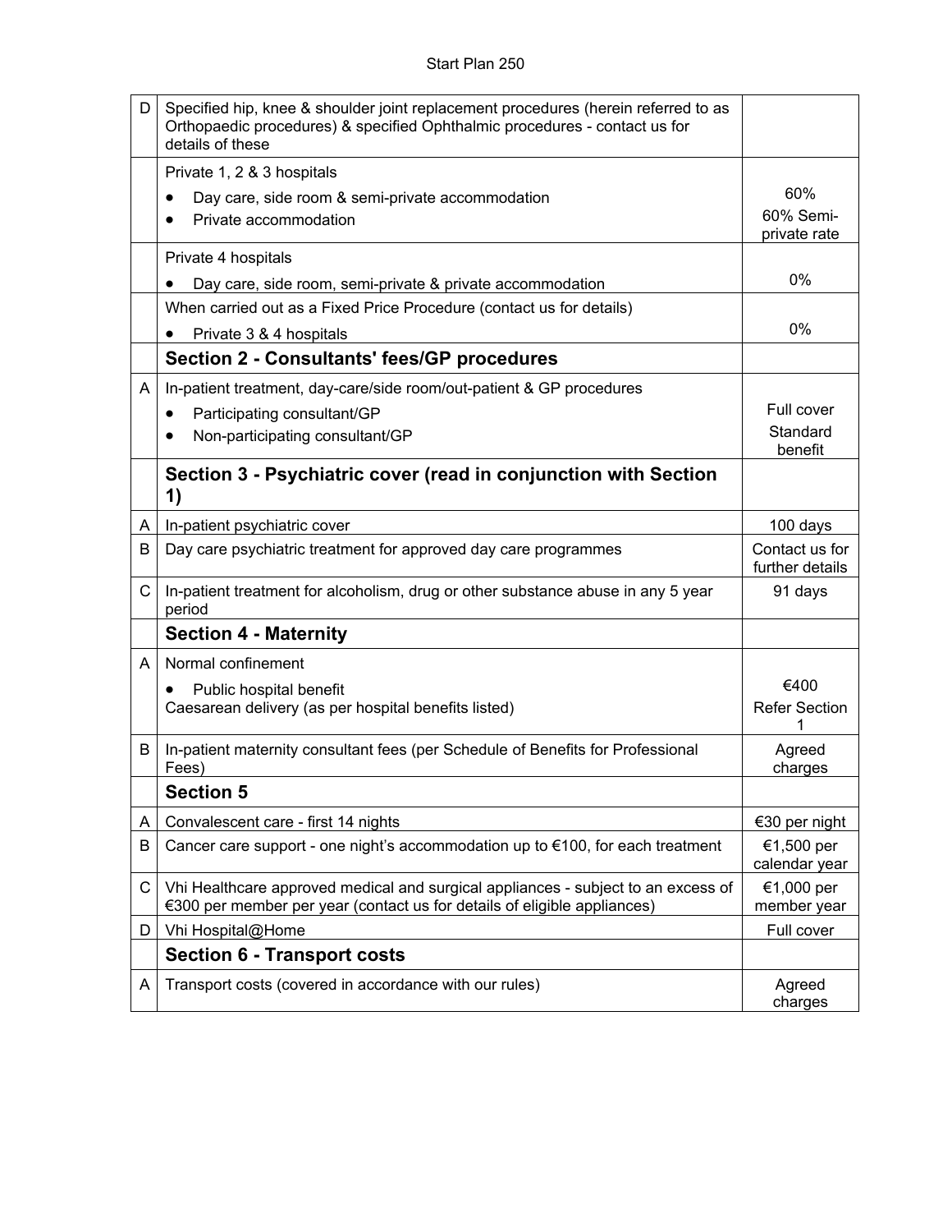| | | |
|---|---|---|
| D | Specified hip, knee & shoulder joint replacement procedures (herein referred to as Orthopaedic procedures) & specified Ophthalmic procedures - contact us for details of these | |
| | Private 1, 2 & 3 hospitals<br>• Day care, side room & semi-private accommodation<br>• Private accommodation | 60%<br>60% Semi-private rate |
| | Private 4 hospitals<br>• Day care, side room, semi-private & private accommodation | 0% |
| | When carried out as a Fixed Price Procedure (contact us for details)<br>• Private 3 & 4 hospitals | 0% |
| | **Section 2 - Consultants' fees/GP procedures** | |
| A | In-patient treatment, day-care/side room/out-patient & GP procedures<br>• Participating consultant/GP<br>• Non-participating consultant/GP | Full cover<br>Standard benefit |
| | **Section 3 - Psychiatric cover (read in conjunction with Section 1)** | |
| A | In-patient psychiatric cover | 100 days |
| B | Day care psychiatric treatment for approved day care programmes | Contact us for further details |
| C | In-patient treatment for alcoholism, drug or other substance abuse in any 5 year period | 91 days |
| | **Section 4 - Maternity** | |
| A | Normal confinement<br>• Public hospital benefit<br>Caesarean delivery (as per hospital benefits listed) | €400<br>Refer Section 1 |
| B | In-patient maternity consultant fees (per Schedule of Benefits for Professional Fees) | Agreed charges |
| | **Section 5** | |
| A | Convalescent care - first 14 nights | €30 per night |
| B | Cancer care support - one night's accommodation up to €100, for each treatment | €1,500 per calendar year |
| C | Vhi Healthcare approved medical and surgical appliances - subject to an excess of €300 per member per year (contact us for details of eligible appliances) | €1,000 per member year |
| D | Vhi Hospital@Home | Full cover |
| | **Section 6 - Transport costs** | |
| A | Transport costs (covered in accordance with our rules) | Agreed charges |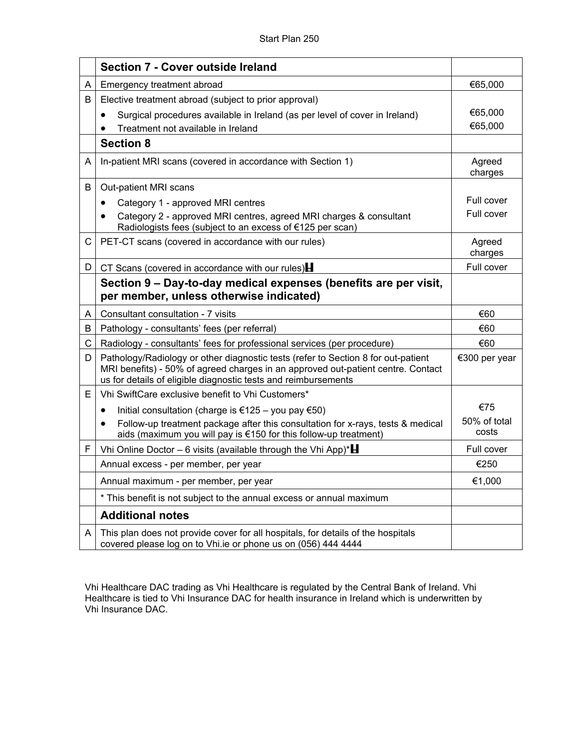| | Section 7 - Cover outside Ireland | |
|---|---|---|
| A | Emergency treatment abroad | €65,000 |
| B | Elective treatment abroad (subject to prior approval)<br>• Surgical procedures available in Ireland (as per level of cover in Ireland)<br>• Treatment not available in Ireland | <br>€65,000<br>€65,000 |
| | **Section 8** | |
| A | In-patient MRI scans (covered in accordance with Section 1) | Agreed charges |
| B | Out-patient MRI scans<br>• Category 1 - approved MRI centres<br>• Category 2 - approved MRI centres, agreed MRI charges & consultant Radiologists fees (subject to an excess of €125 per scan) | <br>Full cover<br>Full cover |
| C | PET-CT scans (covered in accordance with our rules) | Agreed charges |
| D | CT Scans (covered in accordance with our rules) | Full cover |
| | **Section 9 – Day-to-day medical expenses (benefits are per visit, per member, unless otherwise indicated)** | |
| A | Consultant consultation - 7 visits | €60 |
| B | Pathology - consultants' fees (per referral) | €60 |
| C | Radiology - consultants' fees for professional services (per procedure) | €60 |
| D | Pathology/Radiology or other diagnostic tests (refer to Section 8 for out-patient MRI benefits) - 50% of agreed charges in an approved out-patient centre. Contact us for details of eligible diagnostic tests and reimbursements | €300 per year |
| E | Vhi SwiftCare exclusive benefit to Vhi Customers*<br>• Initial consultation (charge is €125 – you pay €50)<br>• Follow-up treatment package after this consultation for x-rays, tests & medical aids (maximum you will pay is €150 for this follow-up treatment) | <br>€75<br>50% of total costs |
| F | Vhi Online Doctor – 6 visits (available through the Vhi App)* | Full cover |
| | Annual excess - per member, per year | €250 |
| | Annual maximum - per member, per year | €1,000 |
| | * This benefit is not subject to the annual excess or annual maximum | |
| | **Additional notes** | |
| A | This plan does not provide cover for all hospitals, for details of the hospitals covered please log on to Vhi.ie or phone us on (056) 444 4444 | |

Vhi Healthcare DAC trading as Vhi Healthcare is regulated by the Central Bank of Ireland. Vhi Healthcare is tied to Vhi Insurance DAC for health insurance in Ireland which is underwritten by Vhi Insurance DAC.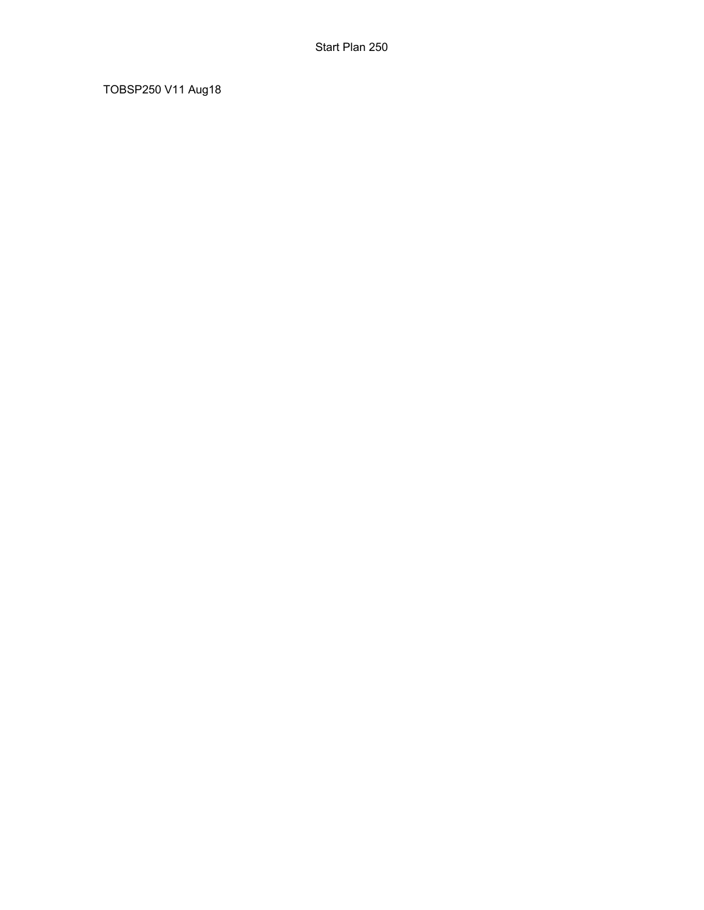TOBSP250 V11 Aug18